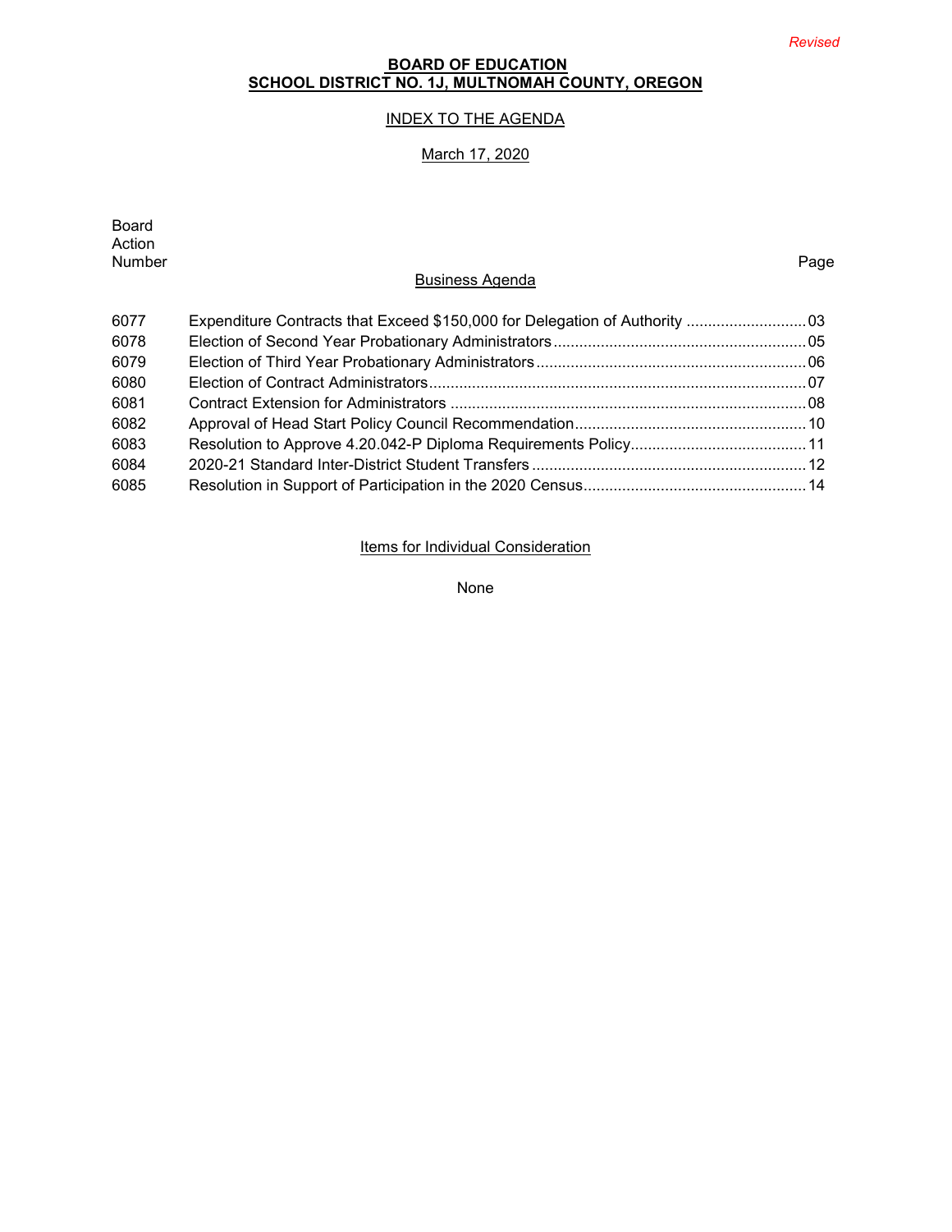*Revised*

**BOARD OF EDUCATION**
**SCHOOL DISTRICT NO. 1J, MULTNOMAH COUNTY, OREGON**

INDEX TO THE AGENDA

March 17, 2020

## Business Agenda

| Board Action Number | | Page |
|---|---|---|
| 6077 | Expenditure Contracts that Exceed $150,000 for Delegation of Authority | 03 |
| 6078 | Election of Second Year Probationary Administrators | 05 |
| 6079 | Election of Third Year Probationary Administrators | 06 |
| 6080 | Election of Contract Administrators | 07 |
| 6081 | Contract Extension for Administrators | 08 |
| 6082 | Approval of Head Start Policy Council Recommendation | 10 |
| 6083 | Resolution to Approve 4.20.042-P Diploma Requirements Policy | 11 |
| 6084 | 2020-21 Standard Inter-District Student Transfers | 12 |
| 6085 | Resolution in Support of Participation in the 2020 Census | 14 |

## Items for Individual Consideration

None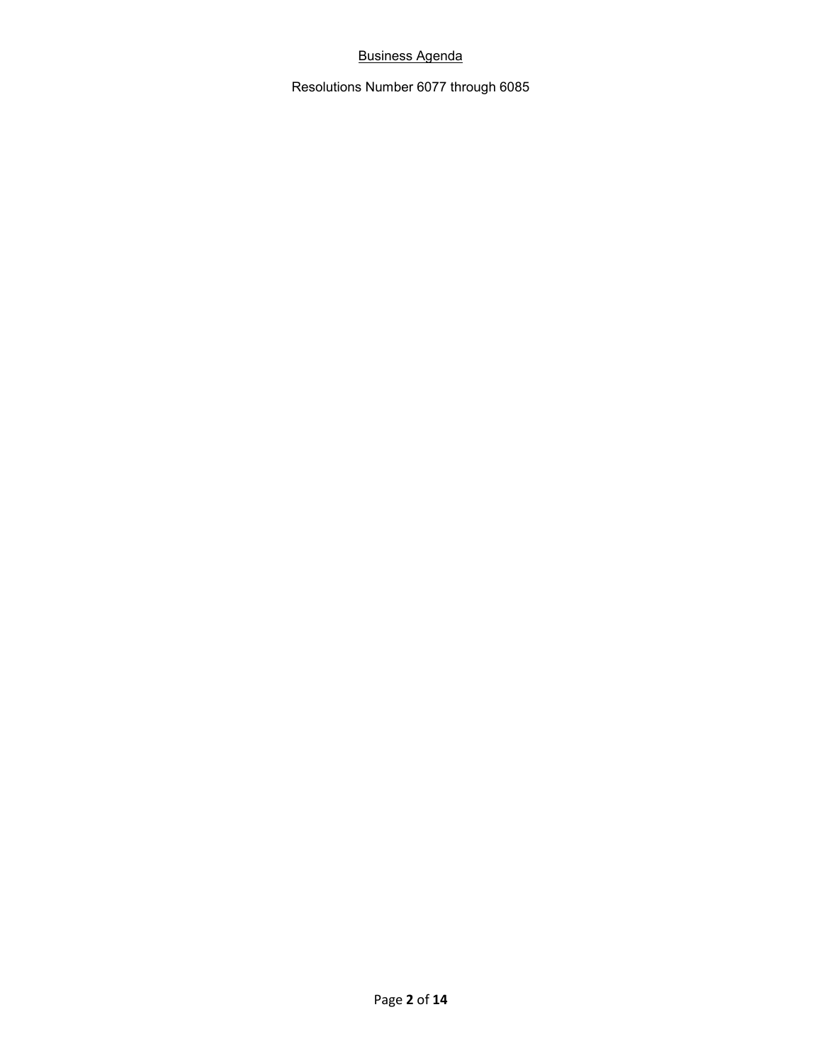<u>Business Agenda</u>

Resolutions Number 6077 through 6085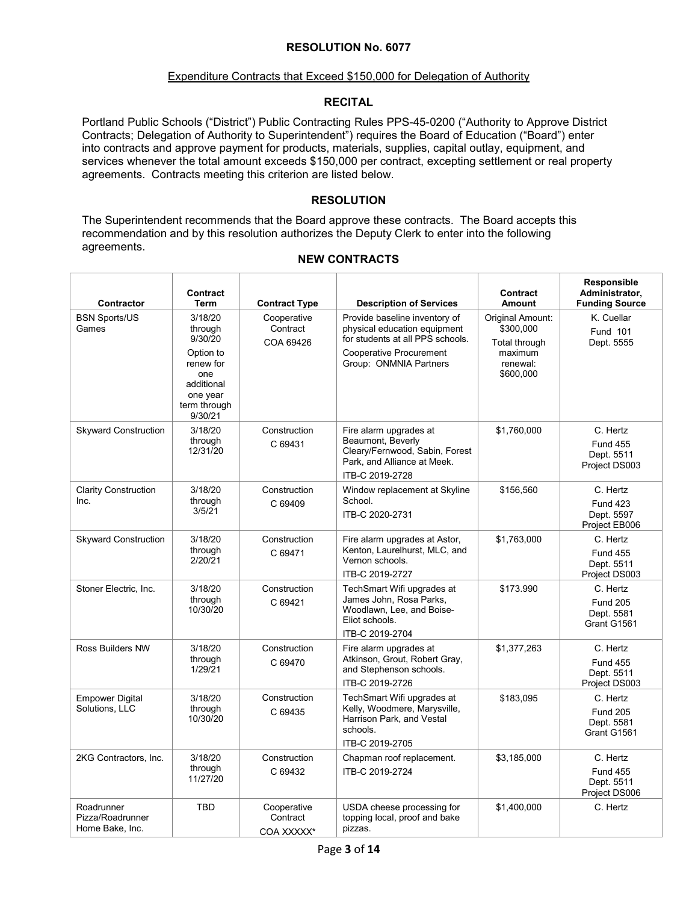## RESOLUTION No. 6077

Expenditure Contracts that Exceed $150,000 for Delegation of Authority

### RECITAL

Portland Public Schools ("District") Public Contracting Rules PPS-45-0200 ("Authority to Approve District Contracts; Delegation of Authority to Superintendent") requires the Board of Education ("Board") enter into contracts and approve payment for products, materials, supplies, capital outlay, equipment, and services whenever the total amount exceeds $150,000 per contract, excepting settlement or real property agreements. Contracts meeting this criterion are listed below.

### RESOLUTION

The Superintendent recommends that the Board approve these contracts. The Board accepts this recommendation and by this resolution authorizes the Deputy Clerk to enter into the following agreements.

### NEW CONTRACTS

| Contractor | Contract Term | Contract Type | Description of Services | Contract Amount | Responsible Administrator, Funding Source |
|---|---|---|---|---|---|
| BSN Sports/US Games | 3/18/20 through 9/30/20<br>Option to renew for one additional one year term through 9/30/21 | Cooperative Contract<br>COA 69426 | Provide baseline inventory of physical education equipment for students at all PPS schools.<br>Cooperative Procurement Group: ONMNIA Partners | Original Amount: $300,000<br>Total through maximum renewal: $600,000 | K. Cuellar<br>Fund 101<br>Dept. 5555 |
| Skyward Construction | 3/18/20 through 12/31/20 | Construction<br>C 69431 | Fire alarm upgrades at Beaumont, Beverly Cleary/Fernwood, Sabin, Forest Park, and Alliance at Meek.<br>ITB-C 2019-2728 | $1,760,000 | C. Hertz<br>Fund 455<br>Dept. 5511<br>Project DS003 |
| Clarity Construction Inc. | 3/18/20 through 3/5/21 | Construction<br>C 69409 | Window replacement at Skyline School.<br>ITB-C 2020-2731 | $156,560 | C. Hertz<br>Fund 423<br>Dept. 5597<br>Project EB006 |
| Skyward Construction | 3/18/20 through 2/20/21 | Construction<br>C 69471 | Fire alarm upgrades at Astor, Kenton, Laurelhurst, MLC, and Vernon schools.<br>ITB-C 2019-2727 | $1,763,000 | C. Hertz<br>Fund 455<br>Dept. 5511<br>Project DS003 |
| Stoner Electric, Inc. | 3/18/20 through 10/30/20 | Construction<br>C 69421 | TechSmart Wifi upgrades at James John, Rosa Parks, Woodlawn, Lee, and Boise-Eliot schools.<br>ITB-C 2019-2704 | $173.990 | C. Hertz<br>Fund 205<br>Dept. 5581<br>Grant G1561 |
| Ross Builders NW | 3/18/20 through 1/29/21 | Construction<br>C 69470 | Fire alarm upgrades at Atkinson, Grout, Robert Gray, and Stephenson schools.<br>ITB-C 2019-2726 | $1,377,263 | C. Hertz<br>Fund 455<br>Dept. 5511<br>Project DS003 |
| Empower Digital Solutions, LLC | 3/18/20 through 10/30/20 | Construction<br>C 69435 | TechSmart Wifi upgrades at Kelly, Woodmere, Marysville, Harrison Park, and Vestal schools.<br>ITB-C 2019-2705 | $183,095 | C. Hertz<br>Fund 205<br>Dept. 5581<br>Grant G1561 |
| 2KG Contractors, Inc. | 3/18/20 through 11/27/20 | Construction<br>C 69432 | Chapman roof replacement.<br>ITB-C 2019-2724 | $3,185,000 | C. Hertz<br>Fund 455<br>Dept. 5511<br>Project DS006 |
| Roadrunner Pizza/Roadrunner Home Bake, Inc. | TBD | Cooperative Contract<br>COA XXXXX* | USDA cheese processing for topping local, proof and bake pizzas. | $1,400,000 | C. Hertz |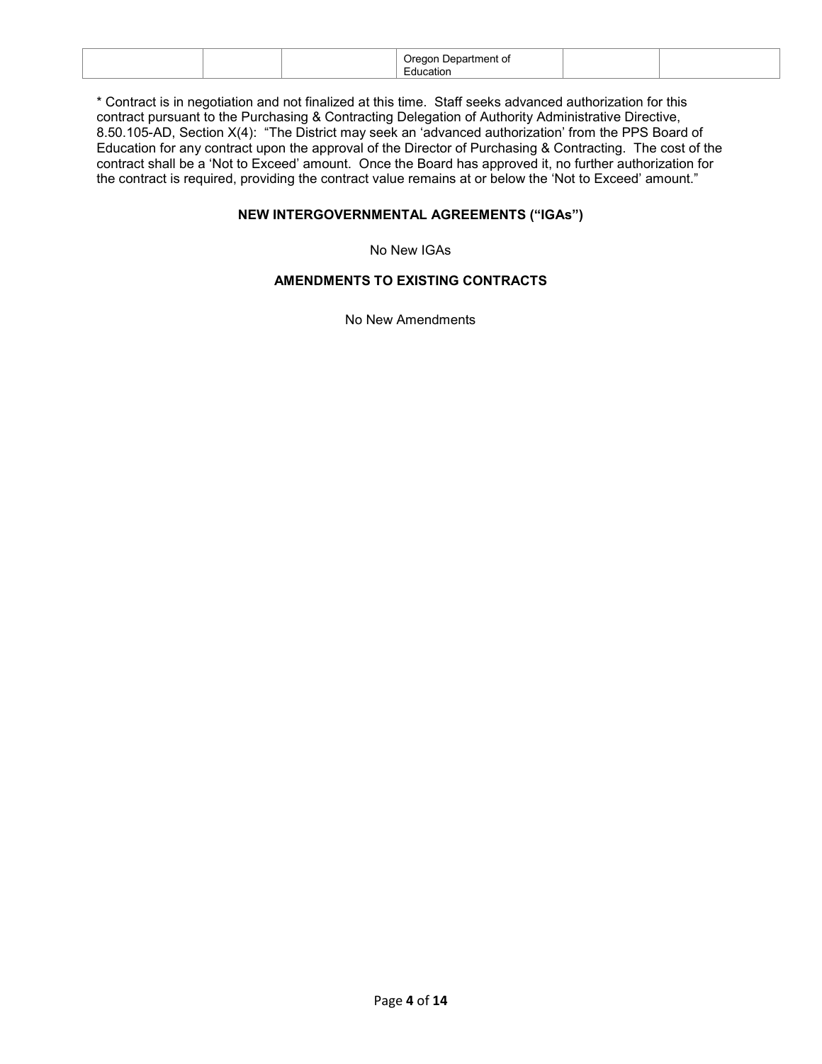| | | | Oregon Department of Education | | |
|---|---|---|---|---|---|

\* Contract is in negotiation and not finalized at this time. Staff seeks advanced authorization for this contract pursuant to the Purchasing & Contracting Delegation of Authority Administrative Directive, 8.50.105-AD, Section X(4): "The District may seek an 'advanced authorization' from the PPS Board of Education for any contract upon the approval of the Director of Purchasing & Contracting. The cost of the contract shall be a 'Not to Exceed' amount. Once the Board has approved it, no further authorization for the contract is required, providing the contract value remains at or below the 'Not to Exceed' amount."

**NEW INTERGOVERNMENTAL AGREEMENTS ("IGAs")**

No New IGAs

**AMENDMENTS TO EXISTING CONTRACTS**

No New Amendments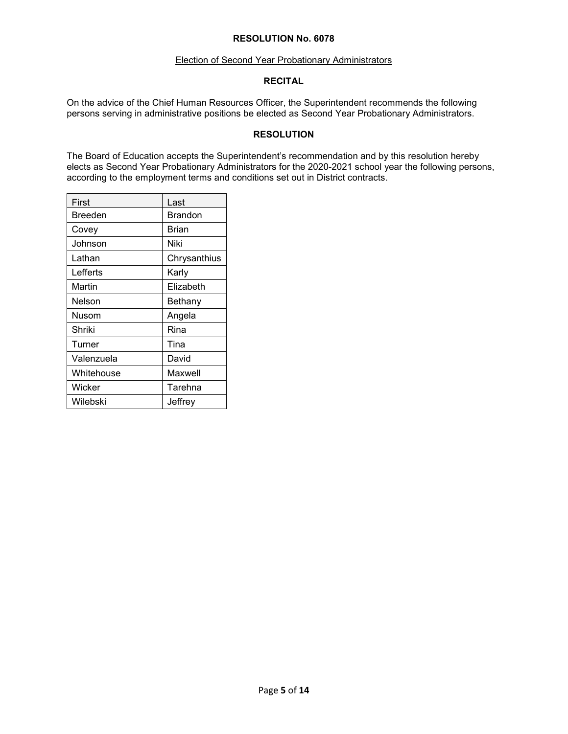**RESOLUTION No. 6078**

Election of Second Year Probationary Administrators

**RECITAL**

On the advice of the Chief Human Resources Officer, the Superintendent recommends the following persons serving in administrative positions be elected as Second Year Probationary Administrators.

**RESOLUTION**

The Board of Education accepts the Superintendent's recommendation and by this resolution hereby elects as Second Year Probationary Administrators for the 2020-2021 school year the following persons, according to the employment terms and conditions set out in District contracts.

| First | Last |
|---|---|
| Breeden | Brandon |
| Covey | Brian |
| Johnson | Niki |
| Lathan | Chrysanthius |
| Lefferts | Karly |
| Martin | Elizabeth |
| Nelson | Bethany |
| Nusom | Angela |
| Shriki | Rina |
| Turner | Tina |
| Valenzuela | David |
| Whitehouse | Maxwell |
| Wicker | Tarehna |
| Wilebski | Jeffrey |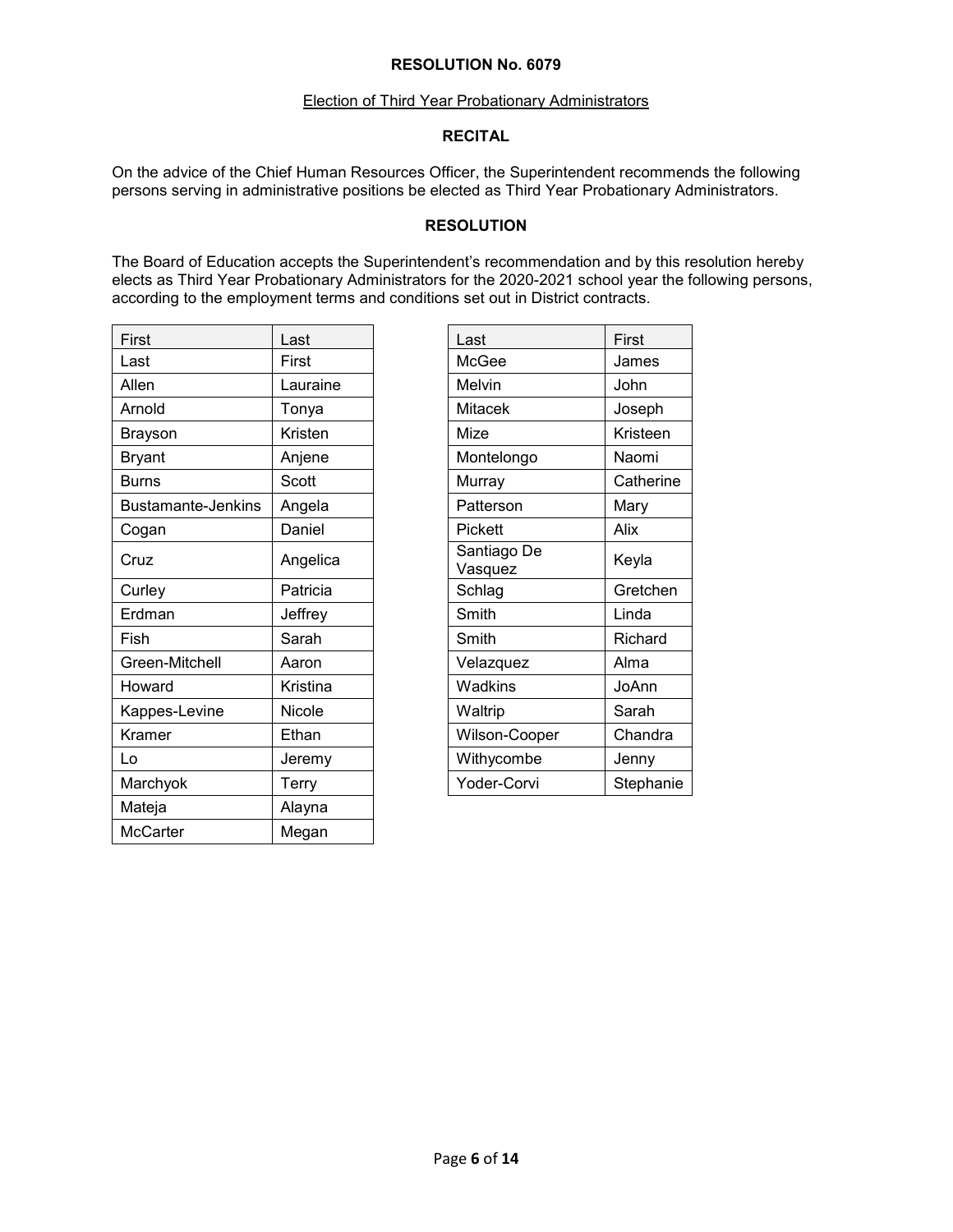**RESOLUTION No. 6079**

Election of Third Year Probationary Administrators

**RECITAL**

On the advice of the Chief Human Resources Officer, the Superintendent recommends the following persons serving in administrative positions be elected as Third Year Probationary Administrators.

**RESOLUTION**

The Board of Education accepts the Superintendent's recommendation and by this resolution hereby elects as Third Year Probationary Administrators for the 2020-2021 school year the following persons, according to the employment terms and conditions set out in District contracts.

| First | Last |
|---|---|
| Last | First |
| Allen | Lauraine |
| Arnold | Tonya |
| Brayson | Kristen |
| Bryant | Anjene |
| Burns | Scott |
| Bustamante-Jenkins | Angela |
| Cogan | Daniel |
| Cruz | Angelica |
| Curley | Patricia |
| Erdman | Jeffrey |
| Fish | Sarah |
| Green-Mitchell | Aaron |
| Howard | Kristina |
| Kappes-Levine | Nicole |
| Kramer | Ethan |
| Lo | Jeremy |
| Marchyok | Terry |
| Mateja | Alayna |
| McCarter | Megan |

| Last | First |
|---|---|
| McGee | James |
| Melvin | John |
| Mitacek | Joseph |
| Mize | Kristeen |
| Montelongo | Naomi |
| Murray | Catherine |
| Patterson | Mary |
| Pickett | Alix |
| Santiago De Vasquez | Keyla |
| Schlag | Gretchen |
| Smith | Linda |
| Smith | Richard |
| Velazquez | Alma |
| Wadkins | JoAnn |
| Waltrip | Sarah |
| Wilson-Cooper | Chandra |
| Withycombe | Jenny |
| Yoder-Corvi | Stephanie |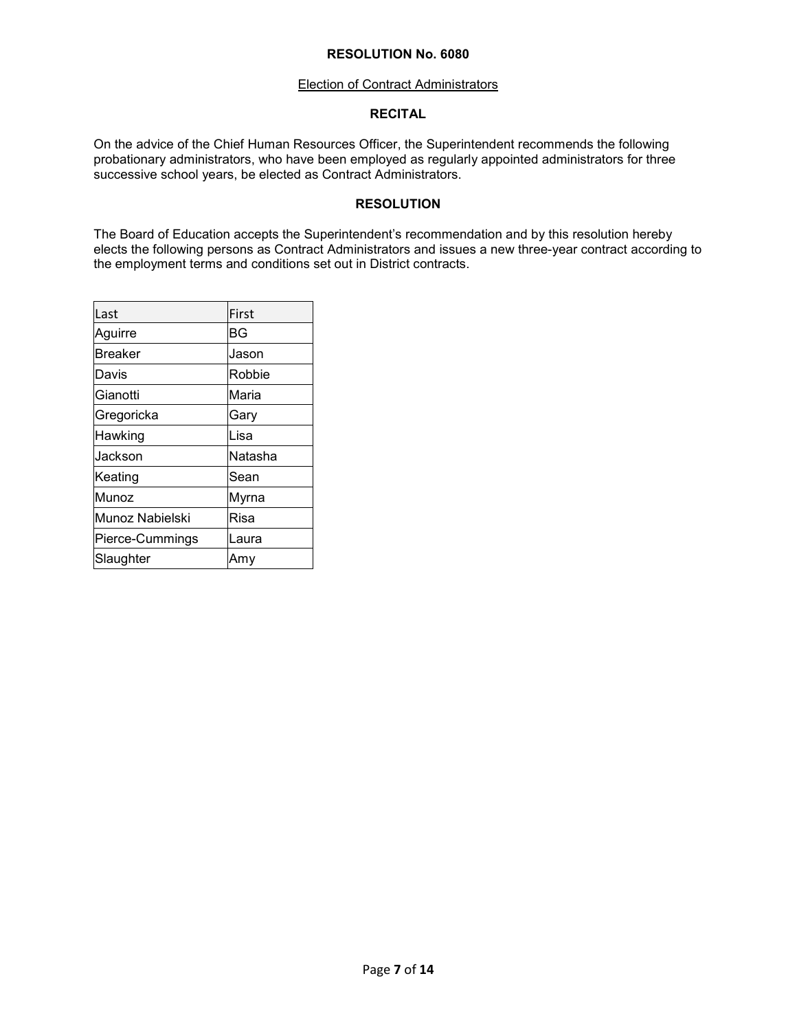# RESOLUTION No. 6080

Election of Contract Administrators

## RECITAL

On the advice of the Chief Human Resources Officer, the Superintendent recommends the following probationary administrators, who have been employed as regularly appointed administrators for three successive school years, be elected as Contract Administrators.

## RESOLUTION

The Board of Education accepts the Superintendent's recommendation and by this resolution hereby elects the following persons as Contract Administrators and issues a new three-year contract according to the employment terms and conditions set out in District contracts.

| Last | First |
|---|---|
| Aguirre | BG |
| Breaker | Jason |
| Davis | Robbie |
| Gianotti | Maria |
| Gregoricka | Gary |
| Hawking | Lisa |
| Jackson | Natasha |
| Keating | Sean |
| Munoz | Myrna |
| Munoz Nabielski | Risa |
| Pierce-Cummings | Laura |
| Slaughter | Amy |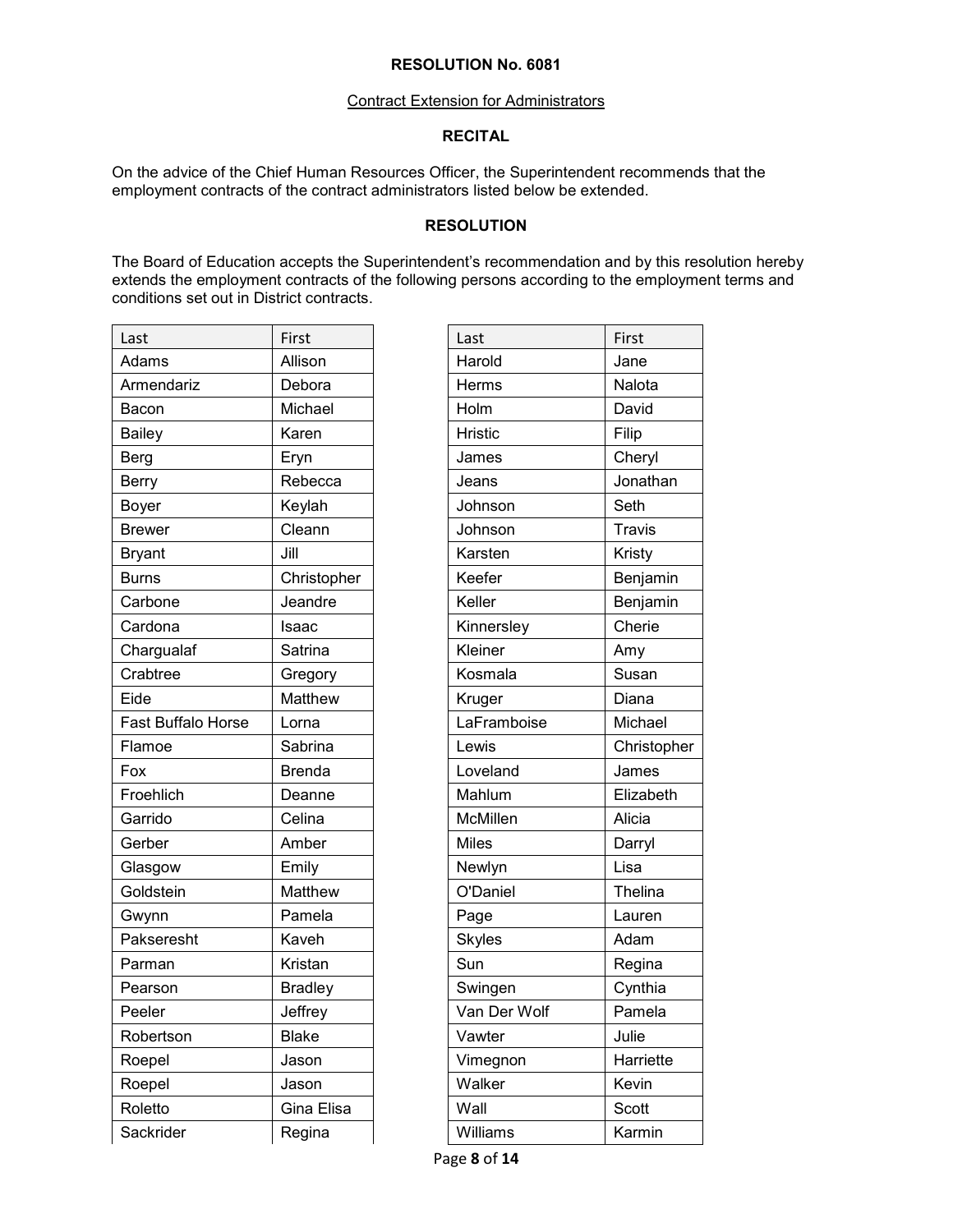**RESOLUTION No. 6081**

Contract Extension for Administrators

**RECITAL**

On the advice of the Chief Human Resources Officer, the Superintendent recommends that the employment contracts of the contract administrators listed below be extended.

**RESOLUTION**

The Board of Education accepts the Superintendent's recommendation and by this resolution hereby extends the employment contracts of the following persons according to the employment terms and conditions set out in District contracts.

| Last | First |
|---|---|
| Adams | Allison |
| Armendariz | Debora |
| Bacon | Michael |
| Bailey | Karen |
| Berg | Eryn |
| Berry | Rebecca |
| Boyer | Keylah |
| Brewer | Cleann |
| Bryant | Jill |
| Burns | Christopher |
| Carbone | Jeandre |
| Cardona | Isaac |
| Chargualaf | Satrina |
| Crabtree | Gregory |
| Eide | Matthew |
| Fast Buffalo Horse | Lorna |
| Flamoe | Sabrina |
| Fox | Brenda |
| Froehlich | Deanne |
| Garrido | Celina |
| Gerber | Amber |
| Glasgow | Emily |
| Goldstein | Matthew |
| Gwynn | Pamela |
| Pakseresht | Kaveh |
| Parman | Kristan |
| Pearson | Bradley |
| Peeler | Jeffrey |
| Robertson | Blake |
| Roepel | Jason |
| Roepel | Jason |
| Roletto | Gina Elisa |
| Sackrider | Regina |

| Last | First |
|---|---|
| Harold | Jane |
| Herms | Nalota |
| Holm | David |
| Hristic | Filip |
| James | Cheryl |
| Jeans | Jonathan |
| Johnson | Seth |
| Johnson | Travis |
| Karsten | Kristy |
| Keefer | Benjamin |
| Keller | Benjamin |
| Kinnersley | Cherie |
| Kleiner | Amy |
| Kosmala | Susan |
| Kruger | Diana |
| LaFramboise | Michael |
| Lewis | Christopher |
| Loveland | James |
| Mahlum | Elizabeth |
| McMillen | Alicia |
| Miles | Darryl |
| Newlyn | Lisa |
| O'Daniel | Thelina |
| Page | Lauren |
| Skyles | Adam |
| Sun | Regina |
| Swingen | Cynthia |
| Van Der Wolf | Pamela |
| Vawter | Julie |
| Vimegnon | Harriette |
| Walker | Kevin |
| Wall | Scott |
| Williams | Karmin |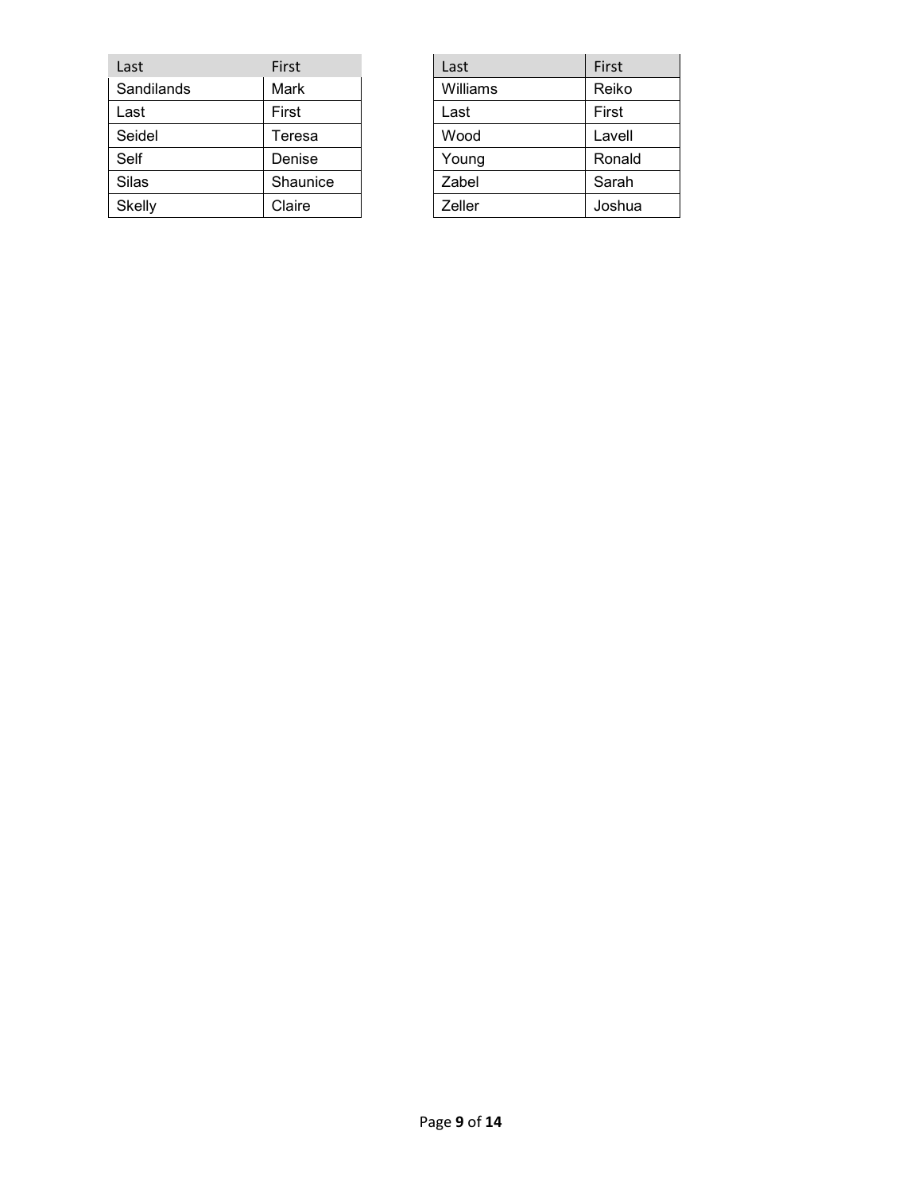| Last | First |
|---|---|
| Sandilands | Mark |
| Last | First |
| Seidel | Teresa |
| Self | Denise |
| Silas | Shaunice |
| Skelly | Claire |

| Last | First |
|---|---|
| Williams | Reiko |
| Last | First |
| Wood | Lavell |
| Young | Ronald |
| Zabel | Sarah |
| Zeller | Joshua |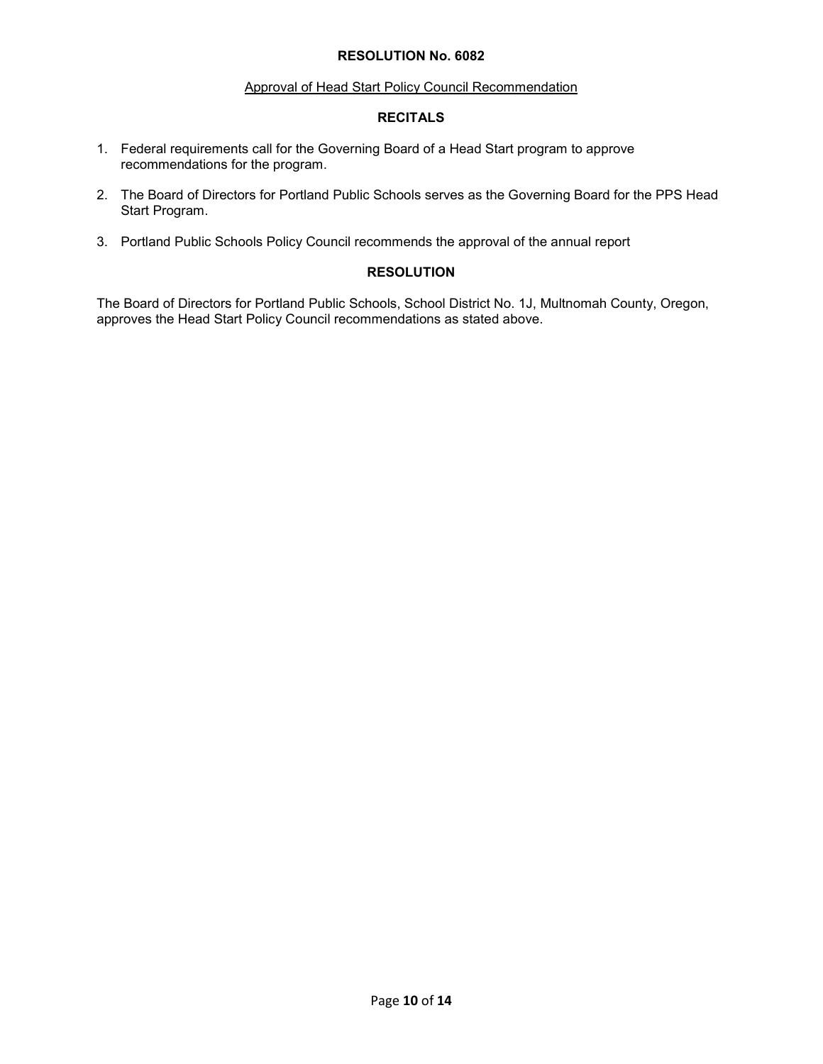# RESOLUTION No. 6082

Approval of Head Start Policy Council Recommendation

## RECITALS

1. Federal requirements call for the Governing Board of a Head Start program to approve recommendations for the program.
2. The Board of Directors for Portland Public Schools serves as the Governing Board for the PPS Head Start Program.
3. Portland Public Schools Policy Council recommends the approval of the annual report

## RESOLUTION

The Board of Directors for Portland Public Schools, School District No. 1J, Multnomah County, Oregon, approves the Head Start Policy Council recommendations as stated above.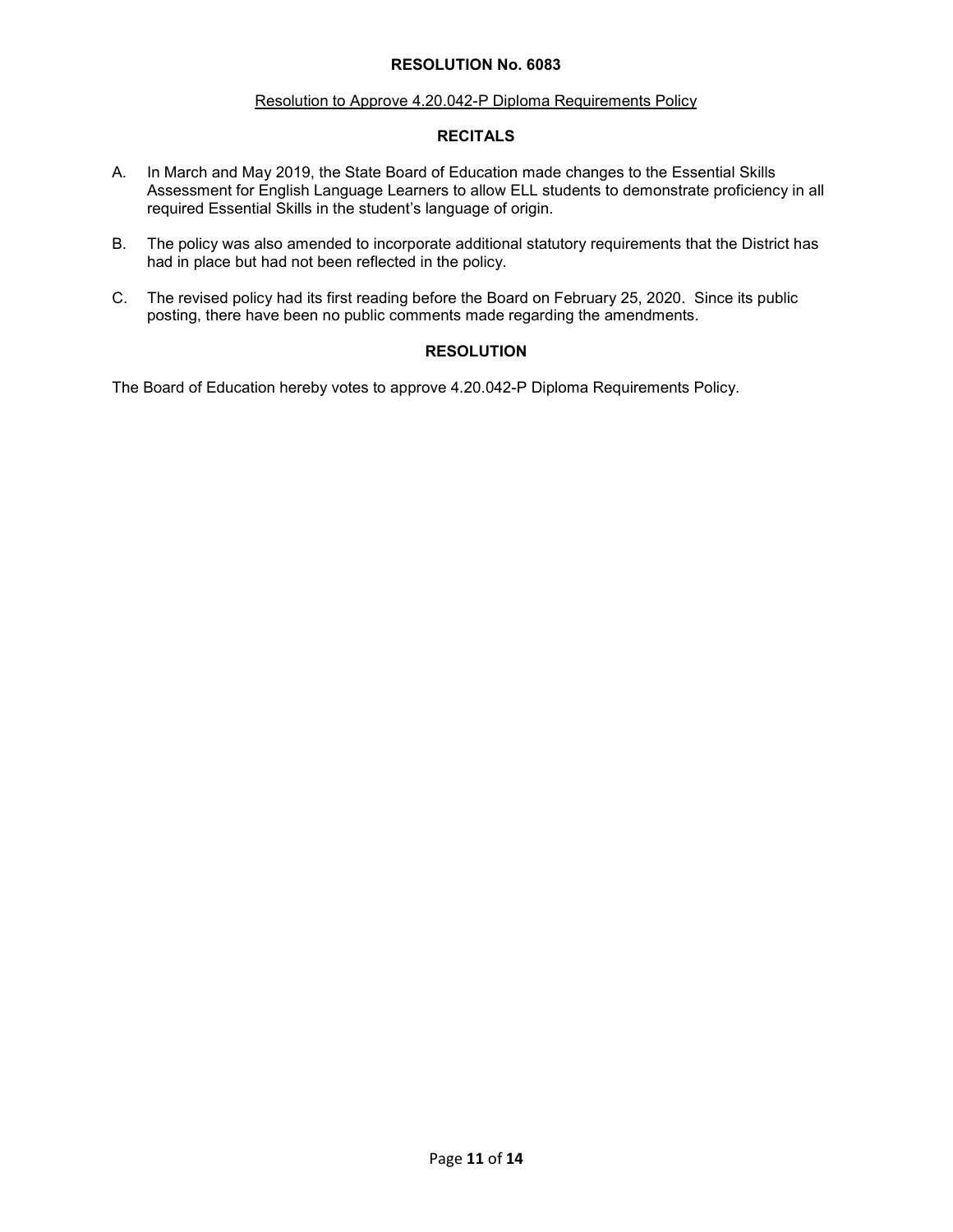# RESOLUTION No. 6083

Resolution to Approve 4.20.042-P Diploma Requirements Policy

## RECITALS

A. In March and May 2019, the State Board of Education made changes to the Essential Skills Assessment for English Language Learners to allow ELL students to demonstrate proficiency in all required Essential Skills in the student's language of origin.

B. The policy was also amended to incorporate additional statutory requirements that the District has had in place but had not been reflected in the policy.

C. The revised policy had its first reading before the Board on February 25, 2020. Since its public posting, there have been no public comments made regarding the amendments.

## RESOLUTION

The Board of Education hereby votes to approve 4.20.042-P Diploma Requirements Policy.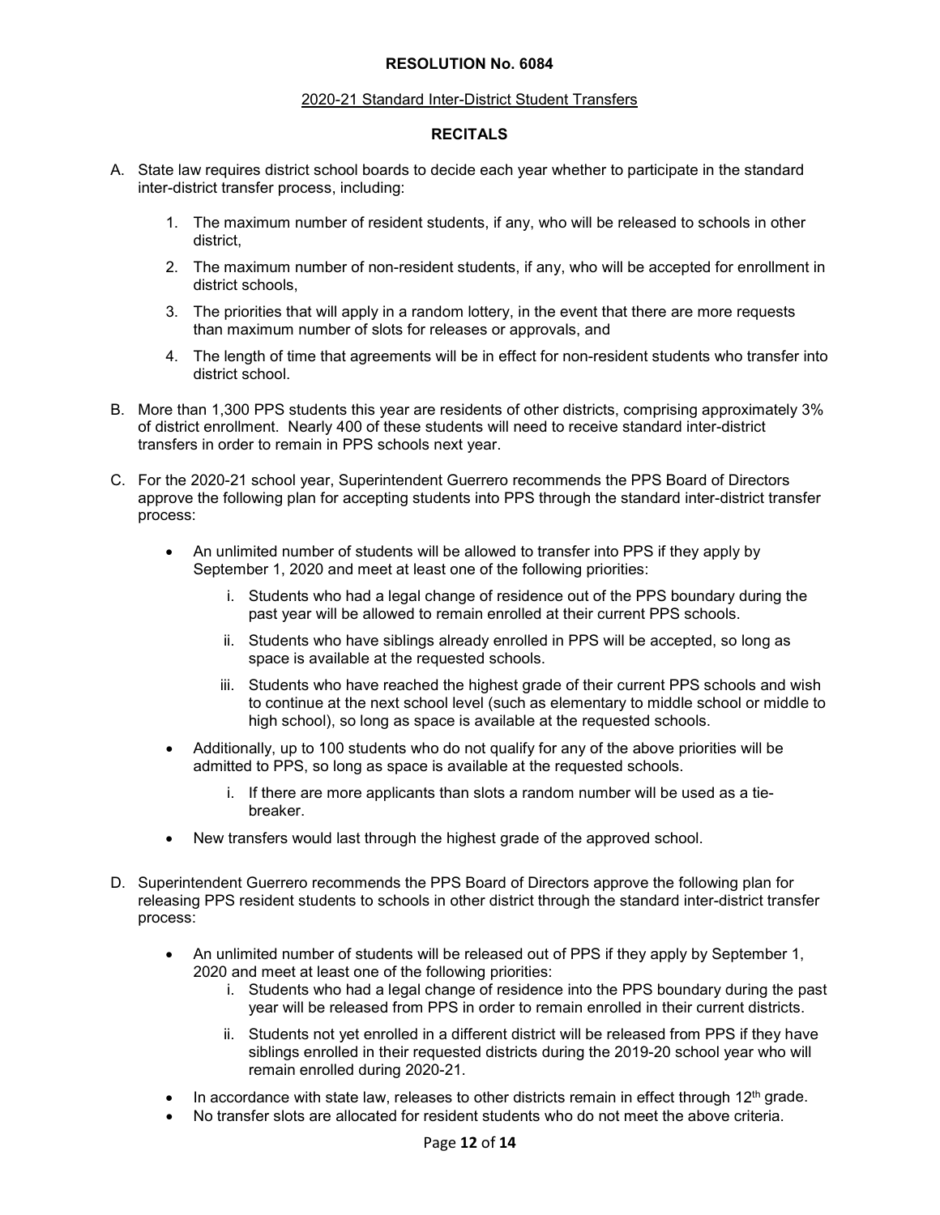**RESOLUTION No. 6084**

2020-21 Standard Inter-District Student Transfers

**RECITALS**

A. State law requires district school boards to decide each year whether to participate in the standard inter-district transfer process, including:

   1. The maximum number of resident students, if any, who will be released to schools in other district,
   2. The maximum number of non-resident students, if any, who will be accepted for enrollment in district schools,
   3. The priorities that will apply in a random lottery, in the event that there are more requests than maximum number of slots for releases or approvals, and
   4. The length of time that agreements will be in effect for non-resident students who transfer into district school.

B. More than 1,300 PPS students this year are residents of other districts, comprising approximately 3% of district enrollment. Nearly 400 of these students will need to receive standard inter-district transfers in order to remain in PPS schools next year.

C. For the 2020-21 school year, Superintendent Guerrero recommends the PPS Board of Directors approve the following plan for accepting students into PPS through the standard inter-district transfer process:

   - An unlimited number of students will be allowed to transfer into PPS if they apply by September 1, 2020 and meet at least one of the following priorities:
      i. Students who had a legal change of residence out of the PPS boundary during the past year will be allowed to remain enrolled at their current PPS schools.
      ii. Students who have siblings already enrolled in PPS will be accepted, so long as space is available at the requested schools.
      iii. Students who have reached the highest grade of their current PPS schools and wish to continue at the next school level (such as elementary to middle school or middle to high school), so long as space is available at the requested schools.
   - Additionally, up to 100 students who do not qualify for any of the above priorities will be admitted to PPS, so long as space is available at the requested schools.
      i. If there are more applicants than slots a random number will be used as a tie-breaker.
   - New transfers would last through the highest grade of the approved school.

D. Superintendent Guerrero recommends the PPS Board of Directors approve the following plan for releasing PPS resident students to schools in other district through the standard inter-district transfer process:

   - An unlimited number of students will be released out of PPS if they apply by September 1, 2020 and meet at least one of the following priorities:
      i. Students who had a legal change of residence into the PPS boundary during the past year will be released from PPS in order to remain enrolled in their current districts.
      ii. Students not yet enrolled in a different district will be released from PPS if they have siblings enrolled in their requested districts during the 2019-20 school year who will remain enrolled during 2020-21.
   - In accordance with state law, releases to other districts remain in effect through 12th grade.
   - No transfer slots are allocated for resident students who do not meet the above criteria.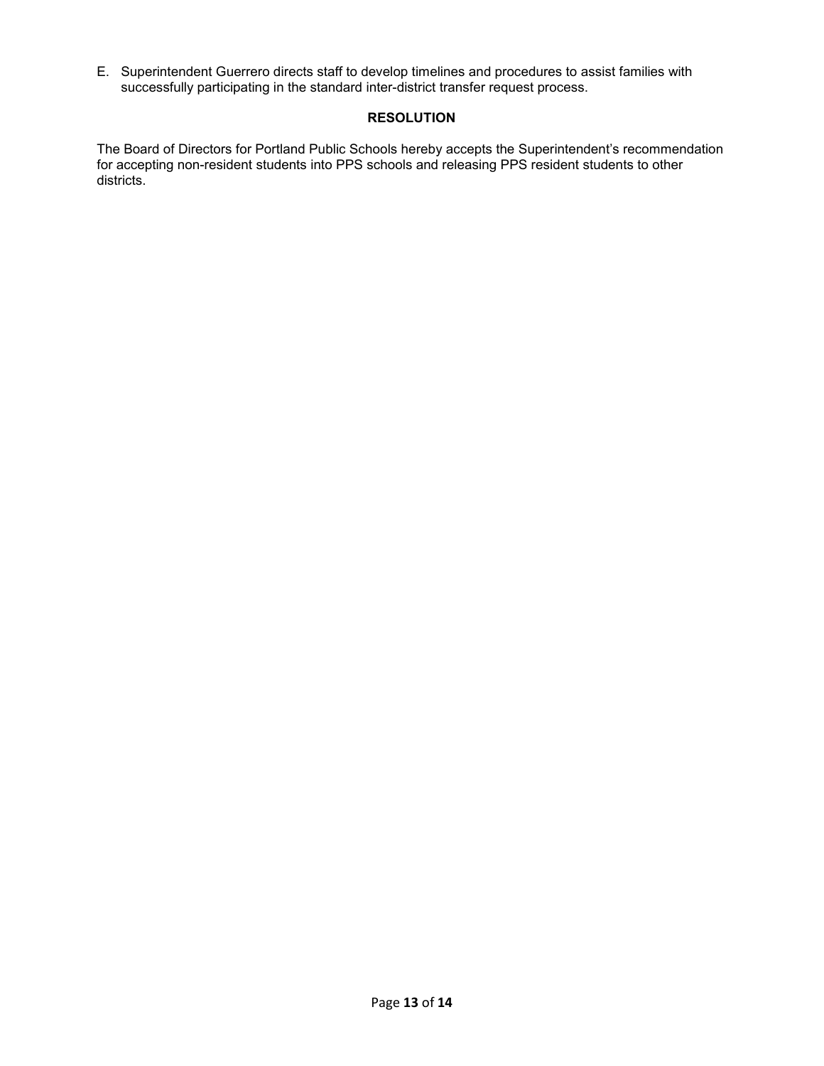E. Superintendent Guerrero directs staff to develop timelines and procedures to assist families with successfully participating in the standard inter-district transfer request process.

## RESOLUTION

The Board of Directors for Portland Public Schools hereby accepts the Superintendent's recommendation for accepting non-resident students into PPS schools and releasing PPS resident students to other districts.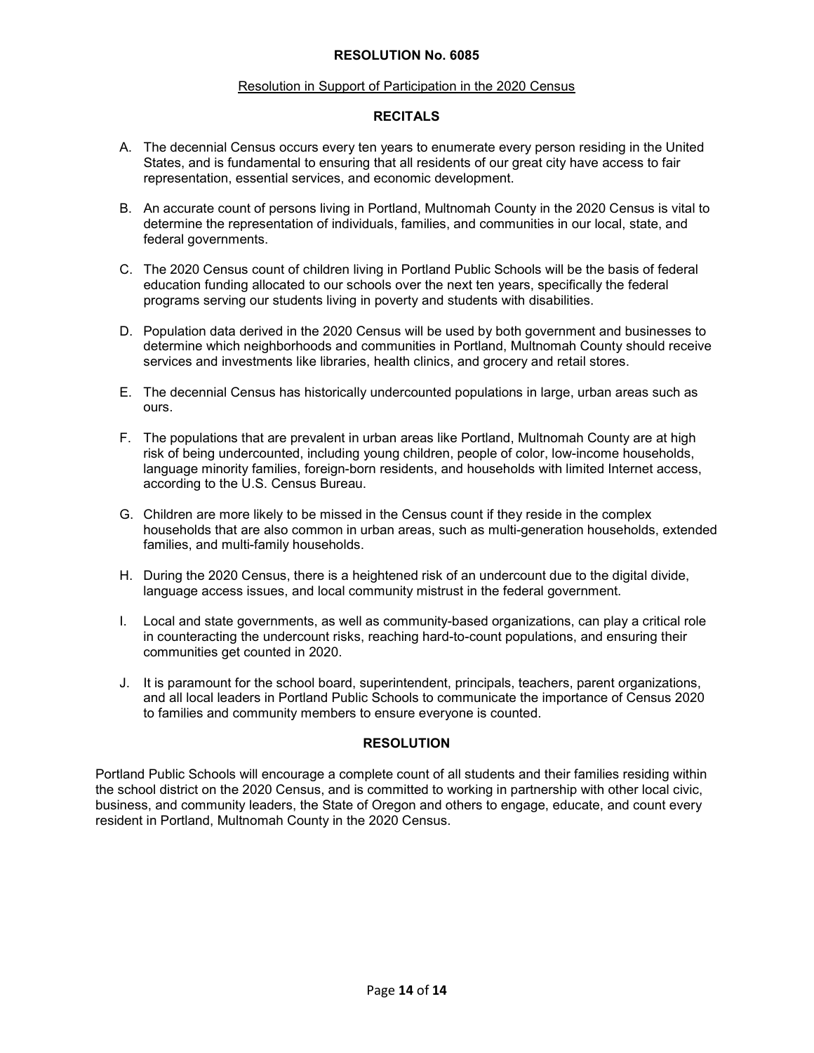# RESOLUTION No. 6085

Resolution in Support of Participation in the 2020 Census

## RECITALS

A. The decennial Census occurs every ten years to enumerate every person residing in the United States, and is fundamental to ensuring that all residents of our great city have access to fair representation, essential services, and economic development.

B. An accurate count of persons living in Portland, Multnomah County in the 2020 Census is vital to determine the representation of individuals, families, and communities in our local, state, and federal governments.

C. The 2020 Census count of children living in Portland Public Schools will be the basis of federal education funding allocated to our schools over the next ten years, specifically the federal programs serving our students living in poverty and students with disabilities.

D. Population data derived in the 2020 Census will be used by both government and businesses to determine which neighborhoods and communities in Portland, Multnomah County should receive services and investments like libraries, health clinics, and grocery and retail stores.

E. The decennial Census has historically undercounted populations in large, urban areas such as ours.

F. The populations that are prevalent in urban areas like Portland, Multnomah County are at high risk of being undercounted, including young children, people of color, low-income households, language minority families, foreign-born residents, and households with limited Internet access, according to the U.S. Census Bureau.

G. Children are more likely to be missed in the Census count if they reside in the complex households that are also common in urban areas, such as multi-generation households, extended families, and multi-family households.

H. During the 2020 Census, there is a heightened risk of an undercount due to the digital divide, language access issues, and local community mistrust in the federal government.

I. Local and state governments, as well as community-based organizations, can play a critical role in counteracting the undercount risks, reaching hard-to-count populations, and ensuring their communities get counted in 2020.

J. It is paramount for the school board, superintendent, principals, teachers, parent organizations, and all local leaders in Portland Public Schools to communicate the importance of Census 2020 to families and community members to ensure everyone is counted.

## RESOLUTION

Portland Public Schools will encourage a complete count of all students and their families residing within the school district on the 2020 Census, and is committed to working in partnership with other local civic, business, and community leaders, the State of Oregon and others to engage, educate, and count every resident in Portland, Multnomah County in the 2020 Census.